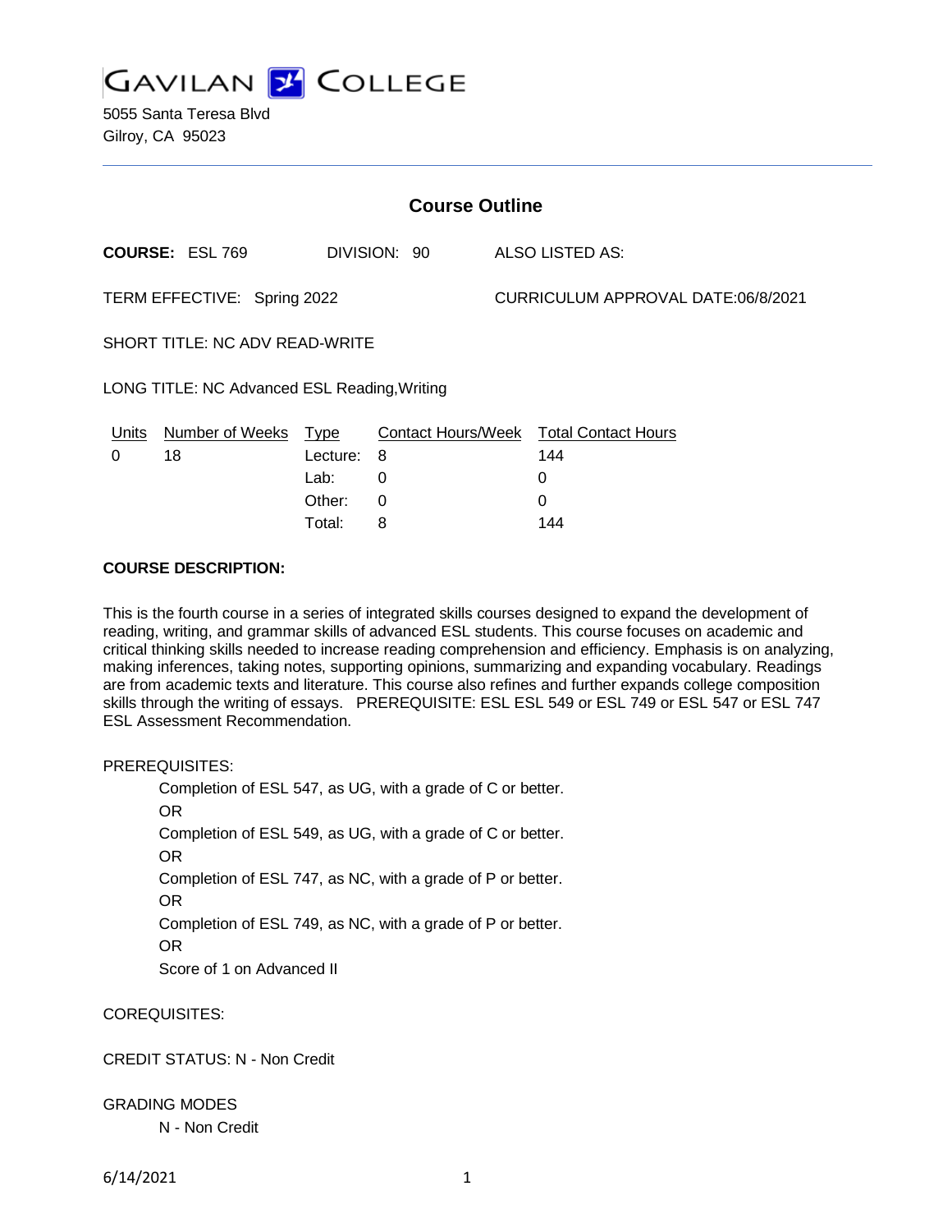GAVILAN COLLEGE

5055 Santa Teresa Blvd
Gilroy, CA 95023

## Course Outline

**COURSE:** ESL 769 DIVISION: 90 ALSO LISTED AS:

TERM EFFECTIVE: Spring 2022 CURRICULUM APPROVAL DATE:06/8/2021

SHORT TITLE: NC ADV READ-WRITE

LONG TITLE: NC Advanced ESL Reading,Writing

| Units | Number of Weeks | Type | Contact Hours/Week | Total Contact Hours |
|---|---|---|---|---|
| 0 | 18 | Lecture: | 8 | 144 |
| | | Lab: | 0 | 0 |
| | | Other: | 0 | 0 |
| | | Total: | 8 | 144 |

**COURSE DESCRIPTION:**

This is the fourth course in a series of integrated skills courses designed to expand the development of reading, writing, and grammar skills of advanced ESL students. This course focuses on academic and critical thinking skills needed to increase reading comprehension and efficiency. Emphasis is on analyzing, making inferences, taking notes, supporting opinions, summarizing and expanding vocabulary. Readings are from academic texts and literature. This course also refines and further expands college composition skills through the writing of essays. PREREQUISITE: ESL ESL 549 or ESL 749 or ESL 547 or ESL 747 ESL Assessment Recommendation.

PREREQUISITES:

Completion of ESL 547, as UG, with a grade of C or better.
OR
Completion of ESL 549, as UG, with a grade of C or better.
OR
Completion of ESL 747, as NC, with a grade of P or better.
OR
Completion of ESL 749, as NC, with a grade of P or better.
OR
Score of 1 on Advanced II

COREQUISITES:

CREDIT STATUS: N - Non Credit

GRADING MODES

N - Non Credit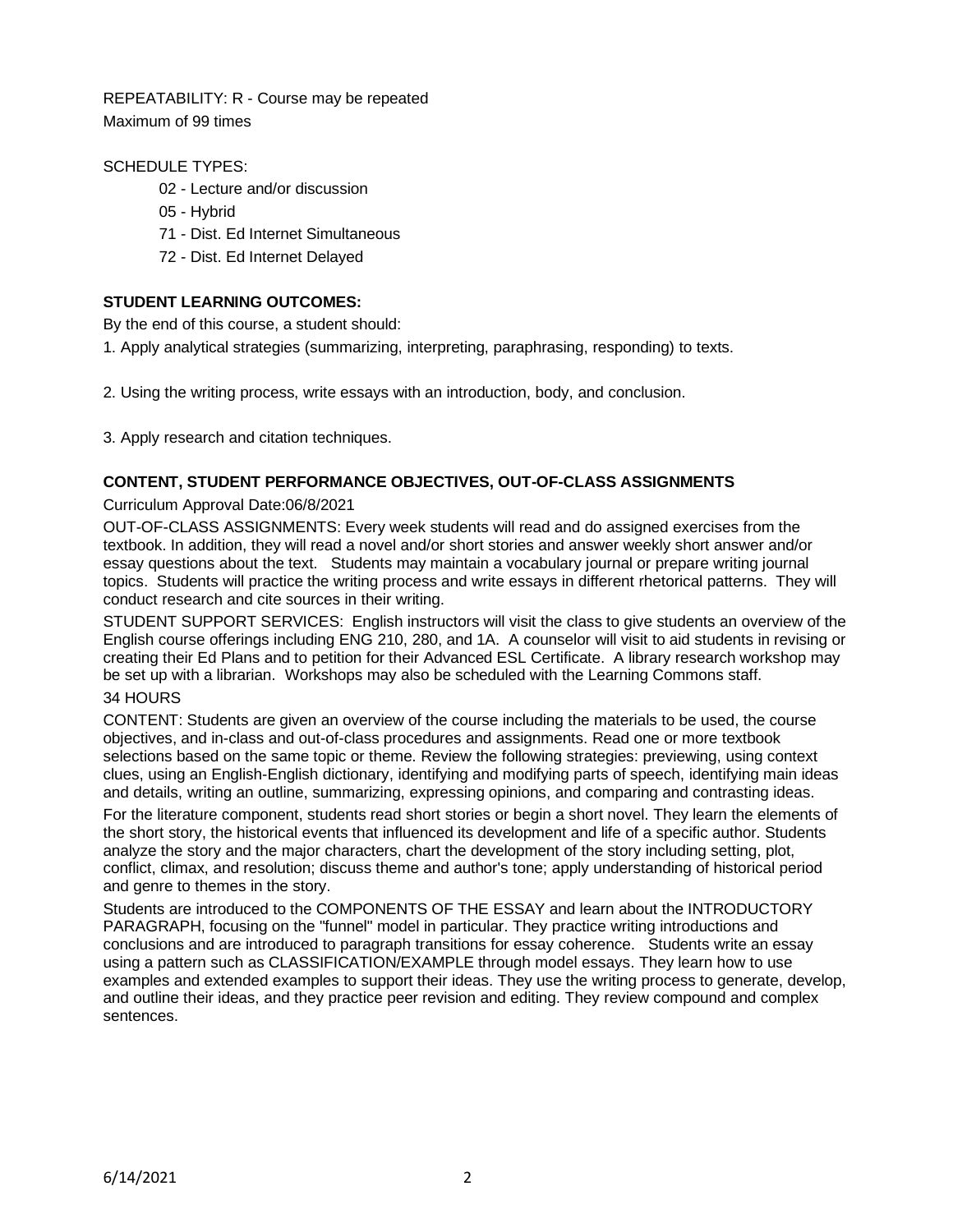REPEATABILITY: R - Course may be repeated
Maximum of 99 times

SCHEDULE TYPES:

- 02 - Lecture and/or discussion
- 05 - Hybrid
- 71 - Dist. Ed Internet Simultaneous
- 72 - Dist. Ed Internet Delayed

## STUDENT LEARNING OUTCOMES:

By the end of this course, a student should:

1. Apply analytical strategies (summarizing, interpreting, paraphrasing, responding) to texts.

2. Using the writing process, write essays with an introduction, body, and conclusion.

3. Apply research and citation techniques.

## CONTENT, STUDENT PERFORMANCE OBJECTIVES, OUT-OF-CLASS ASSIGNMENTS

Curriculum Approval Date:06/8/2021

OUT-OF-CLASS ASSIGNMENTS: Every week students will read and do assigned exercises from the textbook. In addition, they will read a novel and/or short stories and answer weekly short answer and/or essay questions about the text. Students may maintain a vocabulary journal or prepare writing journal topics. Students will practice the writing process and write essays in different rhetorical patterns. They will conduct research and cite sources in their writing.

STUDENT SUPPORT SERVICES: English instructors will visit the class to give students an overview of the English course offerings including ENG 210, 280, and 1A. A counselor will visit to aid students in revising or creating their Ed Plans and to petition for their Advanced ESL Certificate. A library research workshop may be set up with a librarian. Workshops may also be scheduled with the Learning Commons staff.

34 HOURS

CONTENT: Students are given an overview of the course including the materials to be used, the course objectives, and in-class and out-of-class procedures and assignments. Read one or more textbook selections based on the same topic or theme. Review the following strategies: previewing, using context clues, using an English-English dictionary, identifying and modifying parts of speech, identifying main ideas and details, writing an outline, summarizing, expressing opinions, and comparing and contrasting ideas.

For the literature component, students read short stories or begin a short novel. They learn the elements of the short story, the historical events that influenced its development and life of a specific author. Students analyze the story and the major characters, chart the development of the story including setting, plot, conflict, climax, and resolution; discuss theme and author's tone; apply understanding of historical period and genre to themes in the story.

Students are introduced to the COMPONENTS OF THE ESSAY and learn about the INTRODUCTORY PARAGRAPH, focusing on the "funnel" model in particular. They practice writing introductions and conclusions and are introduced to paragraph transitions for essay coherence. Students write an essay using a pattern such as CLASSIFICATION/EXAMPLE through model essays. They learn how to use examples and extended examples to support their ideas. They use the writing process to generate, develop, and outline their ideas, and they practice peer revision and editing. They review compound and complex sentences.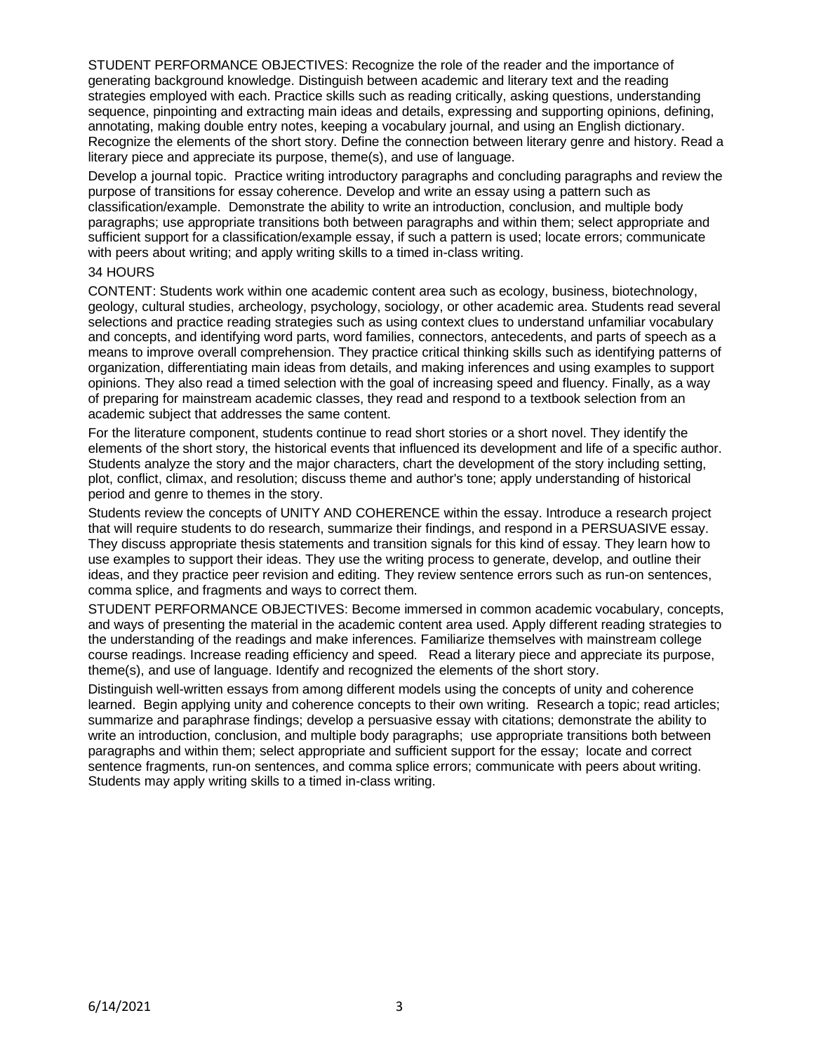STUDENT PERFORMANCE OBJECTIVES: Recognize the role of the reader and the importance of generating background knowledge. Distinguish between academic and literary text and the reading strategies employed with each. Practice skills such as reading critically, asking questions, understanding sequence, pinpointing and extracting main ideas and details, expressing and supporting opinions, defining, annotating, making double entry notes, keeping a vocabulary journal, and using an English dictionary. Recognize the elements of the short story. Define the connection between literary genre and history. Read a literary piece and appreciate its purpose, theme(s), and use of language.

Develop a journal topic. Practice writing introductory paragraphs and concluding paragraphs and review the purpose of transitions for essay coherence. Develop and write an essay using a pattern such as classification/example. Demonstrate the ability to write an introduction, conclusion, and multiple body paragraphs; use appropriate transitions both between paragraphs and within them; select appropriate and sufficient support for a classification/example essay, if such a pattern is used; locate errors; communicate with peers about writing; and apply writing skills to a timed in-class writing.

34 HOURS

CONTENT: Students work within one academic content area such as ecology, business, biotechnology, geology, cultural studies, archeology, psychology, sociology, or other academic area. Students read several selections and practice reading strategies such as using context clues to understand unfamiliar vocabulary and concepts, and identifying word parts, word families, connectors, antecedents, and parts of speech as a means to improve overall comprehension. They practice critical thinking skills such as identifying patterns of organization, differentiating main ideas from details, and making inferences and using examples to support opinions. They also read a timed selection with the goal of increasing speed and fluency. Finally, as a way of preparing for mainstream academic classes, they read and respond to a textbook selection from an academic subject that addresses the same content.

For the literature component, students continue to read short stories or a short novel. They identify the elements of the short story, the historical events that influenced its development and life of a specific author. Students analyze the story and the major characters, chart the development of the story including setting, plot, conflict, climax, and resolution; discuss theme and author's tone; apply understanding of historical period and genre to themes in the story.

Students review the concepts of UNITY AND COHERENCE within the essay. Introduce a research project that will require students to do research, summarize their findings, and respond in a PERSUASIVE essay. They discuss appropriate thesis statements and transition signals for this kind of essay. They learn how to use examples to support their ideas. They use the writing process to generate, develop, and outline their ideas, and they practice peer revision and editing. They review sentence errors such as run-on sentences, comma splice, and fragments and ways to correct them.

STUDENT PERFORMANCE OBJECTIVES: Become immersed in common academic vocabulary, concepts, and ways of presenting the material in the academic content area used. Apply different reading strategies to the understanding of the readings and make inferences. Familiarize themselves with mainstream college course readings. Increase reading efficiency and speed. Read a literary piece and appreciate its purpose, theme(s), and use of language. Identify and recognized the elements of the short story.

Distinguish well-written essays from among different models using the concepts of unity and coherence learned. Begin applying unity and coherence concepts to their own writing. Research a topic; read articles; summarize and paraphrase findings; develop a persuasive essay with citations; demonstrate the ability to write an introduction, conclusion, and multiple body paragraphs; use appropriate transitions both between paragraphs and within them; select appropriate and sufficient support for the essay; locate and correct sentence fragments, run-on sentences, and comma splice errors; communicate with peers about writing. Students may apply writing skills to a timed in-class writing.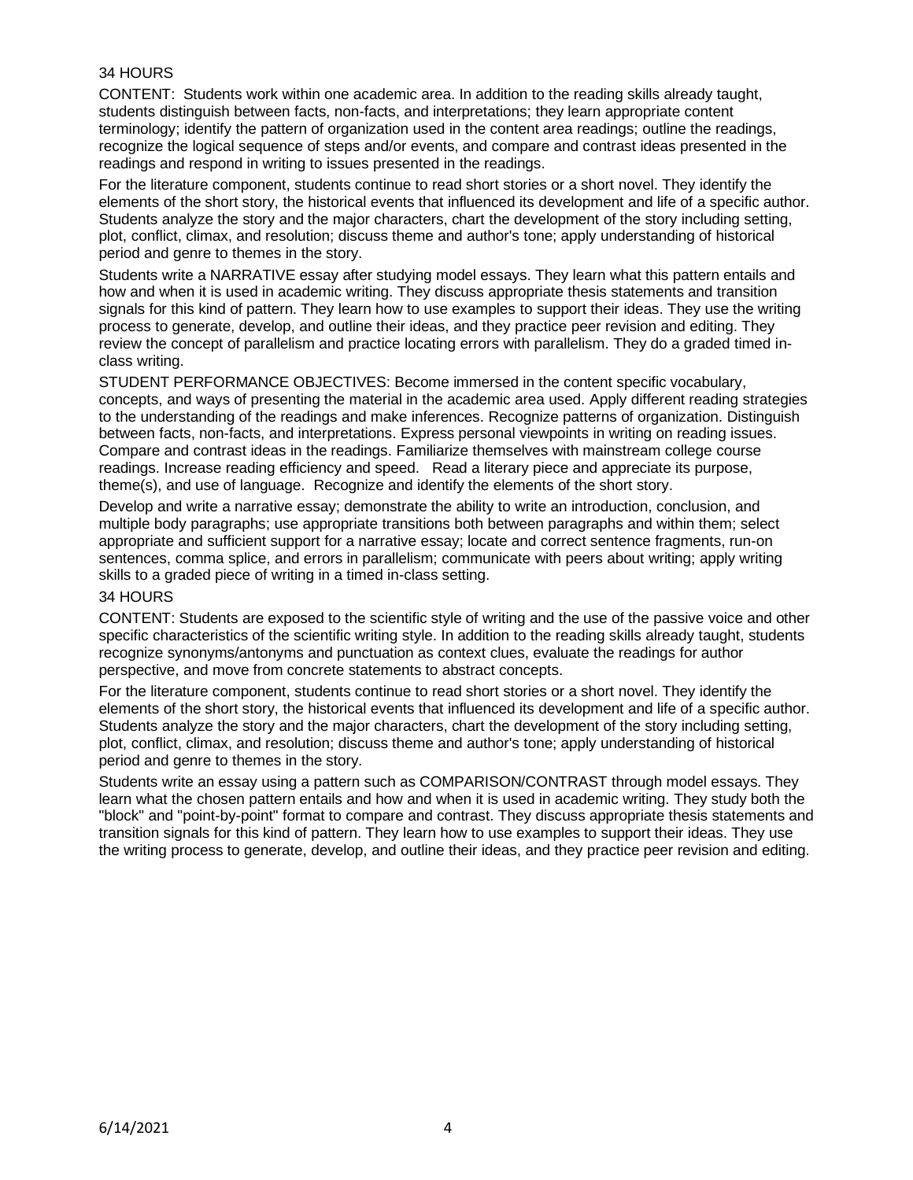34 HOURS

CONTENT: Students work within one academic area. In addition to the reading skills already taught, students distinguish between facts, non-facts, and interpretations; they learn appropriate content terminology; identify the pattern of organization used in the content area readings; outline the readings, recognize the logical sequence of steps and/or events, and compare and contrast ideas presented in the readings and respond in writing to issues presented in the readings.

For the literature component, students continue to read short stories or a short novel. They identify the elements of the short story, the historical events that influenced its development and life of a specific author. Students analyze the story and the major characters, chart the development of the story including setting, plot, conflict, climax, and resolution; discuss theme and author's tone; apply understanding of historical period and genre to themes in the story.

Students write a NARRATIVE essay after studying model essays. They learn what this pattern entails and how and when it is used in academic writing. They discuss appropriate thesis statements and transition signals for this kind of pattern. They learn how to use examples to support their ideas. They use the writing process to generate, develop, and outline their ideas, and they practice peer revision and editing. They review the concept of parallelism and practice locating errors with parallelism. They do a graded timed in-class writing.

STUDENT PERFORMANCE OBJECTIVES: Become immersed in the content specific vocabulary, concepts, and ways of presenting the material in the academic area used. Apply different reading strategies to the understanding of the readings and make inferences. Recognize patterns of organization. Distinguish between facts, non-facts, and interpretations. Express personal viewpoints in writing on reading issues. Compare and contrast ideas in the readings. Familiarize themselves with mainstream college course readings. Increase reading efficiency and speed. Read a literary piece and appreciate its purpose, theme(s), and use of language. Recognize and identify the elements of the short story.

Develop and write a narrative essay; demonstrate the ability to write an introduction, conclusion, and multiple body paragraphs; use appropriate transitions both between paragraphs and within them; select appropriate and sufficient support for a narrative essay; locate and correct sentence fragments, run-on sentences, comma splice, and errors in parallelism; communicate with peers about writing; apply writing skills to a graded piece of writing in a timed in-class setting.

34 HOURS

CONTENT: Students are exposed to the scientific style of writing and the use of the passive voice and other specific characteristics of the scientific writing style. In addition to the reading skills already taught, students recognize synonyms/antonyms and punctuation as context clues, evaluate the readings for author perspective, and move from concrete statements to abstract concepts.

For the literature component, students continue to read short stories or a short novel. They identify the elements of the short story, the historical events that influenced its development and life of a specific author. Students analyze the story and the major characters, chart the development of the story including setting, plot, conflict, climax, and resolution; discuss theme and author's tone; apply understanding of historical period and genre to themes in the story.

Students write an essay using a pattern such as COMPARISON/CONTRAST through model essays. They learn what the chosen pattern entails and how and when it is used in academic writing. They study both the "block" and "point-by-point" format to compare and contrast. They discuss appropriate thesis statements and transition signals for this kind of pattern. They learn how to use examples to support their ideas. They use the writing process to generate, develop, and outline their ideas, and they practice peer revision and editing.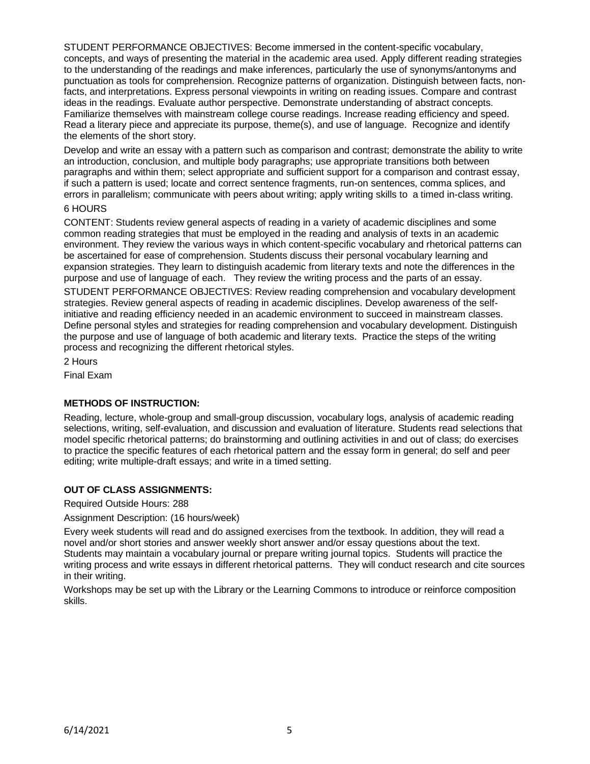STUDENT PERFORMANCE OBJECTIVES: Become immersed in the content-specific vocabulary, concepts, and ways of presenting the material in the academic area used. Apply different reading strategies to the understanding of the readings and make inferences, particularly the use of synonyms/antonyms and punctuation as tools for comprehension. Recognize patterns of organization. Distinguish between facts, non-facts, and interpretations. Express personal viewpoints in writing on reading issues. Compare and contrast ideas in the readings. Evaluate author perspective. Demonstrate understanding of abstract concepts. Familiarize themselves with mainstream college course readings. Increase reading efficiency and speed. Read a literary piece and appreciate its purpose, theme(s), and use of language. Recognize and identify the elements of the short story.

Develop and write an essay with a pattern such as comparison and contrast; demonstrate the ability to write an introduction, conclusion, and multiple body paragraphs; use appropriate transitions both between paragraphs and within them; select appropriate and sufficient support for a comparison and contrast essay, if such a pattern is used; locate and correct sentence fragments, run-on sentences, comma splices, and errors in parallelism; communicate with peers about writing; apply writing skills to a timed in-class writing.

6 HOURS

CONTENT: Students review general aspects of reading in a variety of academic disciplines and some common reading strategies that must be employed in the reading and analysis of texts in an academic environment. They review the various ways in which content-specific vocabulary and rhetorical patterns can be ascertained for ease of comprehension. Students discuss their personal vocabulary learning and expansion strategies. They learn to distinguish academic from literary texts and note the differences in the purpose and use of language of each. They review the writing process and the parts of an essay.

STUDENT PERFORMANCE OBJECTIVES: Review reading comprehension and vocabulary development strategies. Review general aspects of reading in academic disciplines. Develop awareness of the self-initiative and reading efficiency needed in an academic environment to succeed in mainstream classes. Define personal styles and strategies for reading comprehension and vocabulary development. Distinguish the purpose and use of language of both academic and literary texts. Practice the steps of the writing process and recognizing the different rhetorical styles.

2 Hours

Final Exam

## METHODS OF INSTRUCTION:

Reading, lecture, whole-group and small-group discussion, vocabulary logs, analysis of academic reading selections, writing, self-evaluation, and discussion and evaluation of literature. Students read selections that model specific rhetorical patterns; do brainstorming and outlining activities in and out of class; do exercises to practice the specific features of each rhetorical pattern and the essay form in general; do self and peer editing; write multiple-draft essays; and write in a timed setting.

## OUT OF CLASS ASSIGNMENTS:

Required Outside Hours: 288

Assignment Description: (16 hours/week)

Every week students will read and do assigned exercises from the textbook. In addition, they will read a novel and/or short stories and answer weekly short answer and/or essay questions about the text. Students may maintain a vocabulary journal or prepare writing journal topics. Students will practice the writing process and write essays in different rhetorical patterns. They will conduct research and cite sources in their writing.

Workshops may be set up with the Library or the Learning Commons to introduce or reinforce composition skills.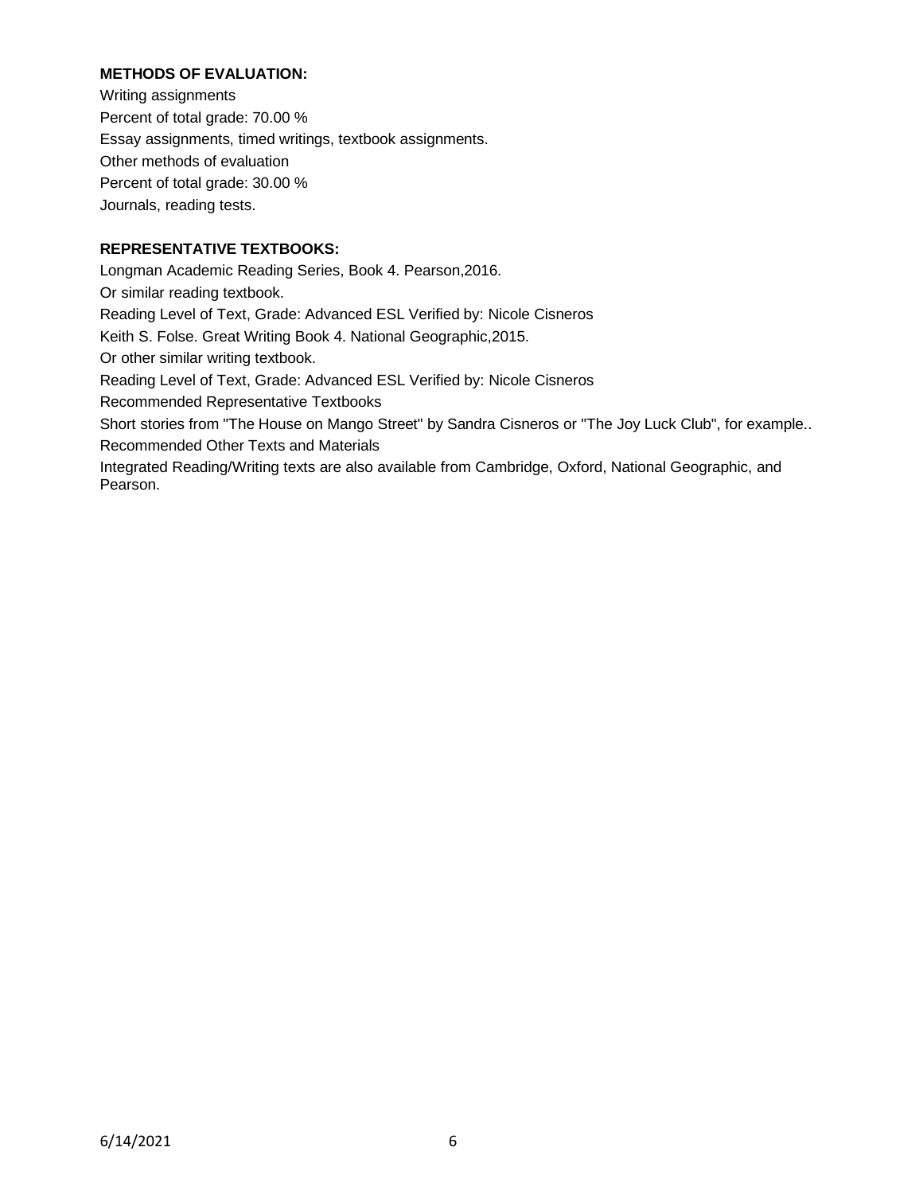**METHODS OF EVALUATION:**

Writing assignments

Percent of total grade: 70.00 %

Essay assignments, timed writings, textbook assignments.

Other methods of evaluation

Percent of total grade: 30.00 %

Journals, reading tests.

**REPRESENTATIVE TEXTBOOKS:**

Longman Academic Reading Series, Book 4. Pearson,2016.

Or similar reading textbook.

Reading Level of Text, Grade: Advanced ESL Verified by: Nicole Cisneros

Keith S. Folse. Great Writing Book 4. National Geographic,2015.

Or other similar writing textbook.

Reading Level of Text, Grade: Advanced ESL Verified by: Nicole Cisneros

Recommended Representative Textbooks

Short stories from "The House on Mango Street" by Sandra Cisneros or "The Joy Luck Club", for example..

Recommended Other Texts and Materials

Integrated Reading/Writing texts are also available from Cambridge, Oxford, National Geographic, and Pearson.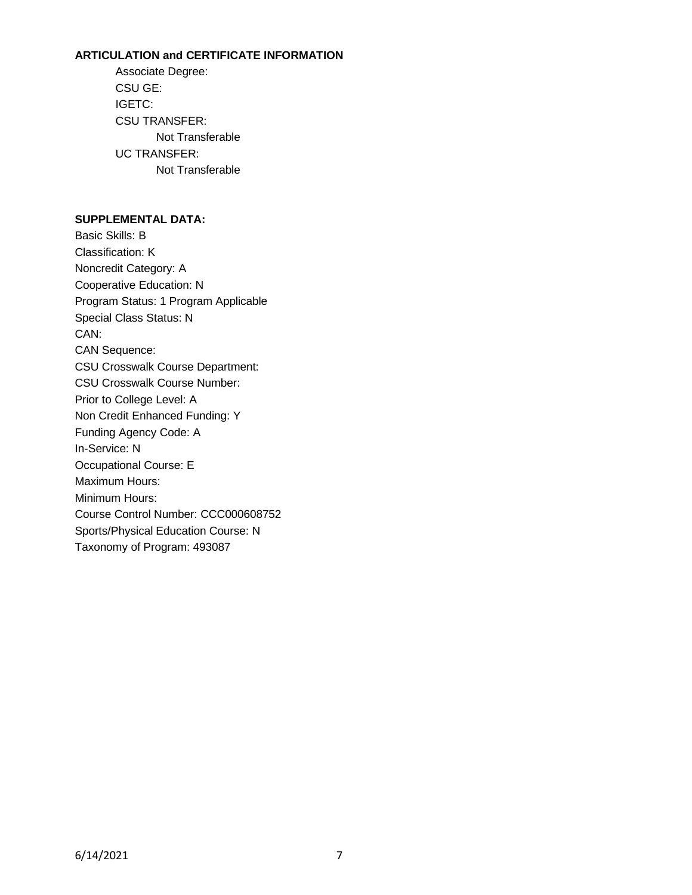**ARTICULATION and CERTIFICATE INFORMATION**

Associate Degree:
CSU GE:
IGETC:
CSU TRANSFER:
    Not Transferable
UC TRANSFER:
    Not Transferable

**SUPPLEMENTAL DATA:**

Basic Skills: B
Classification: K
Noncredit Category: A
Cooperative Education: N
Program Status: 1 Program Applicable
Special Class Status: N
CAN:
CAN Sequence:
CSU Crosswalk Course Department:
CSU Crosswalk Course Number:
Prior to College Level: A
Non Credit Enhanced Funding: Y
Funding Agency Code: A
In-Service: N
Occupational Course: E
Maximum Hours:
Minimum Hours:
Course Control Number: CCC000608752
Sports/Physical Education Course: N
Taxonomy of Program: 493087